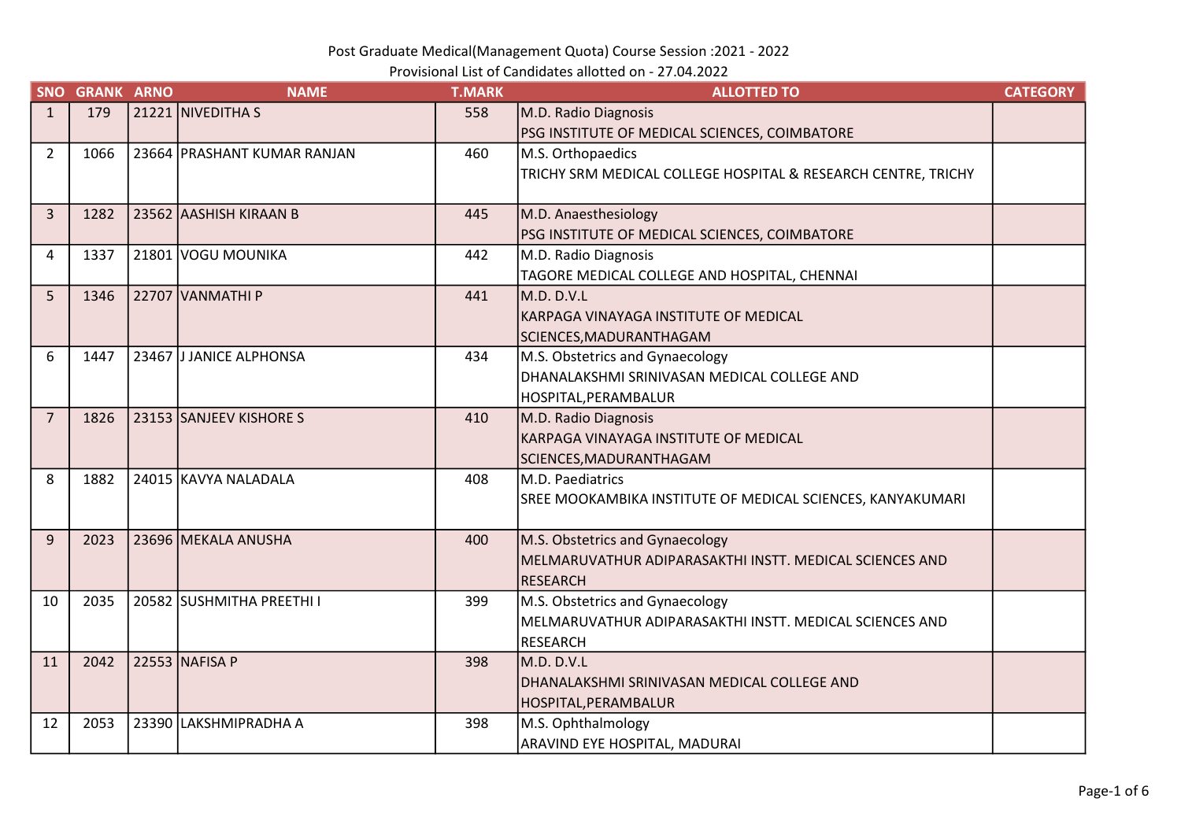Post Graduate Medical(Management Quota) Course Session :2021 - 2022

Provisional List of Candidates allotted on - 27.04.2022

| SNO | GRANK | ARNO | NAME | T.MARK | ALLOTTED TO | CATEGORY |
|---|---|---|---|---|---|---|
| 1 | 179 | 21221 | NIVEDITHA S | 558 | M.D. Radio Diagnosis PSG INSTITUTE OF MEDICAL SCIENCES, COIMBATORE | |
| 2 | 1066 | 23664 | PRASHANT KUMAR RANJAN | 460 | M.S. Orthopaedics TRICHY SRM MEDICAL COLLEGE HOSPITAL & RESEARCH CENTRE, TRICHY | |
| 3 | 1282 | 23562 | AASHISH KIRAAN B | 445 | M.D. Anaesthesiology PSG INSTITUTE OF MEDICAL SCIENCES, COIMBATORE | |
| 4 | 1337 | 21801 | VOGU MOUNIKA | 442 | M.D. Radio Diagnosis TAGORE MEDICAL COLLEGE AND HOSPITAL, CHENNAI | |
| 5 | 1346 | 22707 | VANMATHI P | 441 | M.D. D.V.L KARPAGA VINAYAGA INSTITUTE OF MEDICAL SCIENCES,MADURANTHAGAM | |
| 6 | 1447 | 23467 | J JANICE ALPHONSA | 434 | M.S. Obstetrics and Gynaecology DHANALAKSHMI SRINIVASAN MEDICAL COLLEGE AND HOSPITAL,PERAMBALUR | |
| 7 | 1826 | 23153 | SANJEEV KISHORE S | 410 | M.D. Radio Diagnosis KARPAGA VINAYAGA INSTITUTE OF MEDICAL SCIENCES,MADURANTHAGAM | |
| 8 | 1882 | 24015 | KAVYA NALADALA | 408 | M.D. Paediatrics SREE MOOKAMBIKA INSTITUTE OF MEDICAL SCIENCES, KANYAKUMARI | |
| 9 | 2023 | 23696 | MEKALA ANUSHA | 400 | M.S. Obstetrics and Gynaecology MELMARUVATHUR ADIPARASAKTHI INSTT. MEDICAL SCIENCES AND RESEARCH | |
| 10 | 2035 | 20582 | SUSHMITHA PREETHI I | 399 | M.S. Obstetrics and Gynaecology MELMARUVATHUR ADIPARASAKTHI INSTT. MEDICAL SCIENCES AND RESEARCH | |
| 11 | 2042 | 22553 | NAFISA P | 398 | M.D. D.V.L DHANALAKSHMI SRINIVASAN MEDICAL COLLEGE AND HOSPITAL,PERAMBALUR | |
| 12 | 2053 | 23390 | LAKSHMIPRADHA A | 398 | M.S. Ophthalmology ARAVIND EYE HOSPITAL, MADURAI | |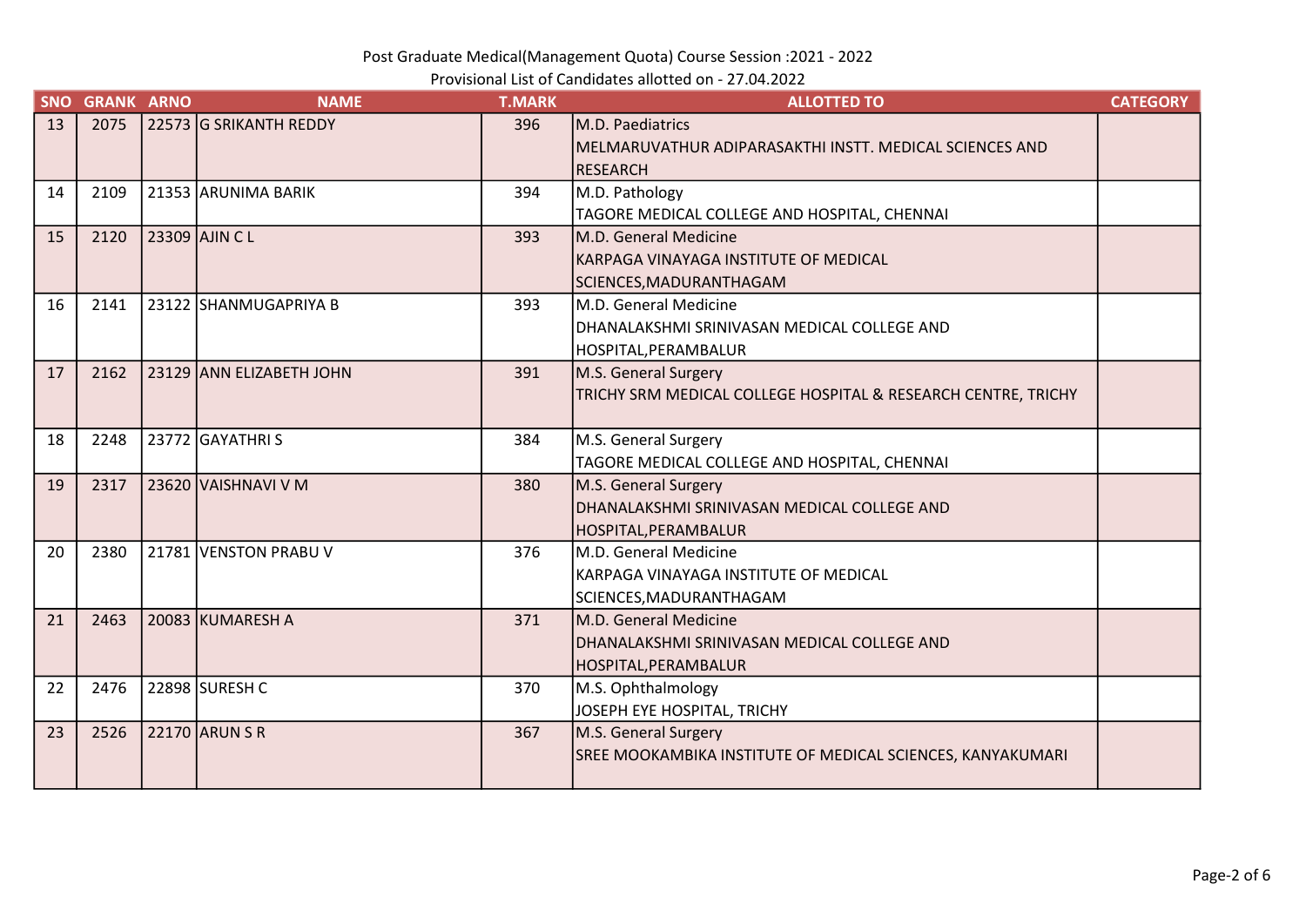Post Graduate Medical(Management Quota) Course Session :2021 - 2022

Provisional List of Candidates allotted on - 27.04.2022

| SNO | GRANK | ARNO | NAME | T.MARK | ALLOTTED TO | CATEGORY |
|---|---|---|---|---|---|---|
| 13 | 2075 | 22573 | G SRIKANTH REDDY | 396 | M.D. Paediatrics<br>MELMARUVATHUR ADIPARASAKTHI INSTT. MEDICAL SCIENCES AND RESEARCH | |
| 14 | 2109 | 21353 | ARUNIMA BARIK | 394 | M.D. Pathology<br>TAGORE MEDICAL COLLEGE AND HOSPITAL, CHENNAI | |
| 15 | 2120 | 23309 | AJIN C L | 393 | M.D. General Medicine<br>KARPAGA VINAYAGA INSTITUTE OF MEDICAL SCIENCES,MADURANTHAGAM | |
| 16 | 2141 | 23122 | SHANMUGAPRIYA B | 393 | M.D. General Medicine<br>DHANALAKSHMI SRINIVASAN MEDICAL COLLEGE AND HOSPITAL,PERAMBALUR | |
| 17 | 2162 | 23129 | ANN ELIZABETH JOHN | 391 | M.S. General Surgery<br>TRICHY SRM MEDICAL COLLEGE HOSPITAL & RESEARCH CENTRE, TRICHY | |
| 18 | 2248 | 23772 | GAYATHRI S | 384 | M.S. General Surgery<br>TAGORE MEDICAL COLLEGE AND HOSPITAL, CHENNAI | |
| 19 | 2317 | 23620 | VAISHNAVI V M | 380 | M.S. General Surgery<br>DHANALAKSHMI SRINIVASAN MEDICAL COLLEGE AND HOSPITAL,PERAMBALUR | |
| 20 | 2380 | 21781 | VENSTON PRABU V | 376 | M.D. General Medicine<br>KARPAGA VINAYAGA INSTITUTE OF MEDICAL SCIENCES,MADURANTHAGAM | |
| 21 | 2463 | 20083 | KUMARESH A | 371 | M.D. General Medicine<br>DHANALAKSHMI SRINIVASAN MEDICAL COLLEGE AND HOSPITAL,PERAMBALUR | |
| 22 | 2476 | 22898 | SURESH C | 370 | M.S. Ophthalmology<br>JOSEPH EYE HOSPITAL, TRICHY | |
| 23 | 2526 | 22170 | ARUN S R | 367 | M.S. General Surgery<br>SREE MOOKAMBIKA INSTITUTE OF MEDICAL SCIENCES, KANYAKUMARI | |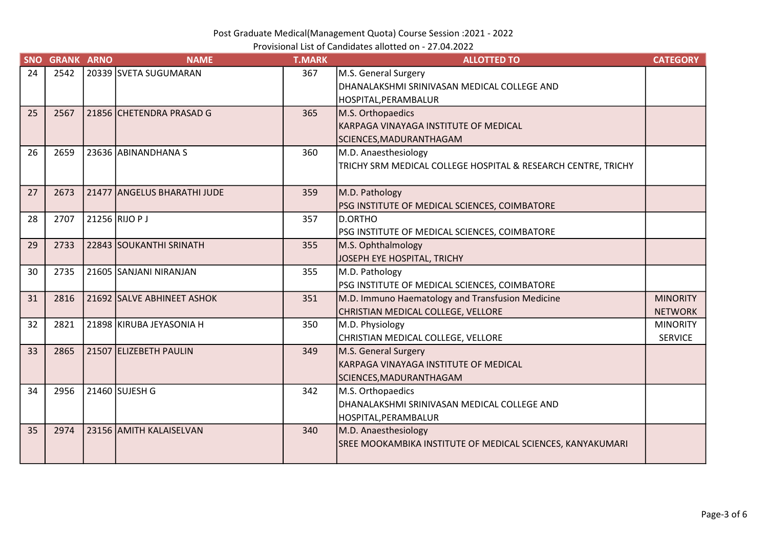Post Graduate Medical(Management Quota) Course Session :2021 - 2022

Provisional List of Candidates allotted on - 27.04.2022

| SNO | GRANK | ARNO | NAME | T.MARK | ALLOTTED TO | CATEGORY |
|---|---|---|---|---|---|---|
| 24 | 2542 | 20339 | SVETA SUGUMARAN | 367 | M.S. General Surgery<br>DHANALAKSHMI SRINIVASAN MEDICAL COLLEGE AND HOSPITAL,PERAMBALUR | |
| 25 | 2567 | 21856 | CHETENDRA PRASAD G | 365 | M.S. Orthopaedics<br>KARPAGA VINAYAGA INSTITUTE OF MEDICAL SCIENCES,MADURANTHAGAM | |
| 26 | 2659 | 23636 | ABINANDHANA S | 360 | M.D. Anaesthesiology<br>TRICHY SRM MEDICAL COLLEGE HOSPITAL & RESEARCH CENTRE, TRICHY | |
| 27 | 2673 | 21477 | ANGELUS BHARATHI JUDE | 359 | M.D. Pathology<br>PSG INSTITUTE OF MEDICAL SCIENCES, COIMBATORE | |
| 28 | 2707 | 21256 | RIJO P J | 357 | D.ORTHO<br>PSG INSTITUTE OF MEDICAL SCIENCES, COIMBATORE | |
| 29 | 2733 | 22843 | SOUKANTHI SRINATH | 355 | M.S. Ophthalmology<br>JOSEPH EYE HOSPITAL, TRICHY | |
| 30 | 2735 | 21605 | SANJANI NIRANJAN | 355 | M.D. Pathology<br>PSG INSTITUTE OF MEDICAL SCIENCES, COIMBATORE | |
| 31 | 2816 | 21692 | SALVE ABHINEET ASHOK | 351 | M.D. Immuno Haematology and Transfusion Medicine<br>CHRISTIAN MEDICAL COLLEGE, VELLORE | MINORITY NETWORK |
| 32 | 2821 | 21898 | KIRUBA JEYASONIA H | 350 | M.D. Physiology<br>CHRISTIAN MEDICAL COLLEGE, VELLORE | MINORITY SERVICE |
| 33 | 2865 | 21507 | ELIZEBETH PAULIN | 349 | M.S. General Surgery<br>KARPAGA VINAYAGA INSTITUTE OF MEDICAL SCIENCES,MADURANTHAGAM | |
| 34 | 2956 | 21460 | SUJESH G | 342 | M.S. Orthopaedics<br>DHANALAKSHMI SRINIVASAN MEDICAL COLLEGE AND HOSPITAL,PERAMBALUR | |
| 35 | 2974 | 23156 | AMITH KALAISELVAN | 340 | M.D. Anaesthesiology<br>SREE MOOKAMBIKA INSTITUTE OF MEDICAL SCIENCES, KANYAKUMARI | |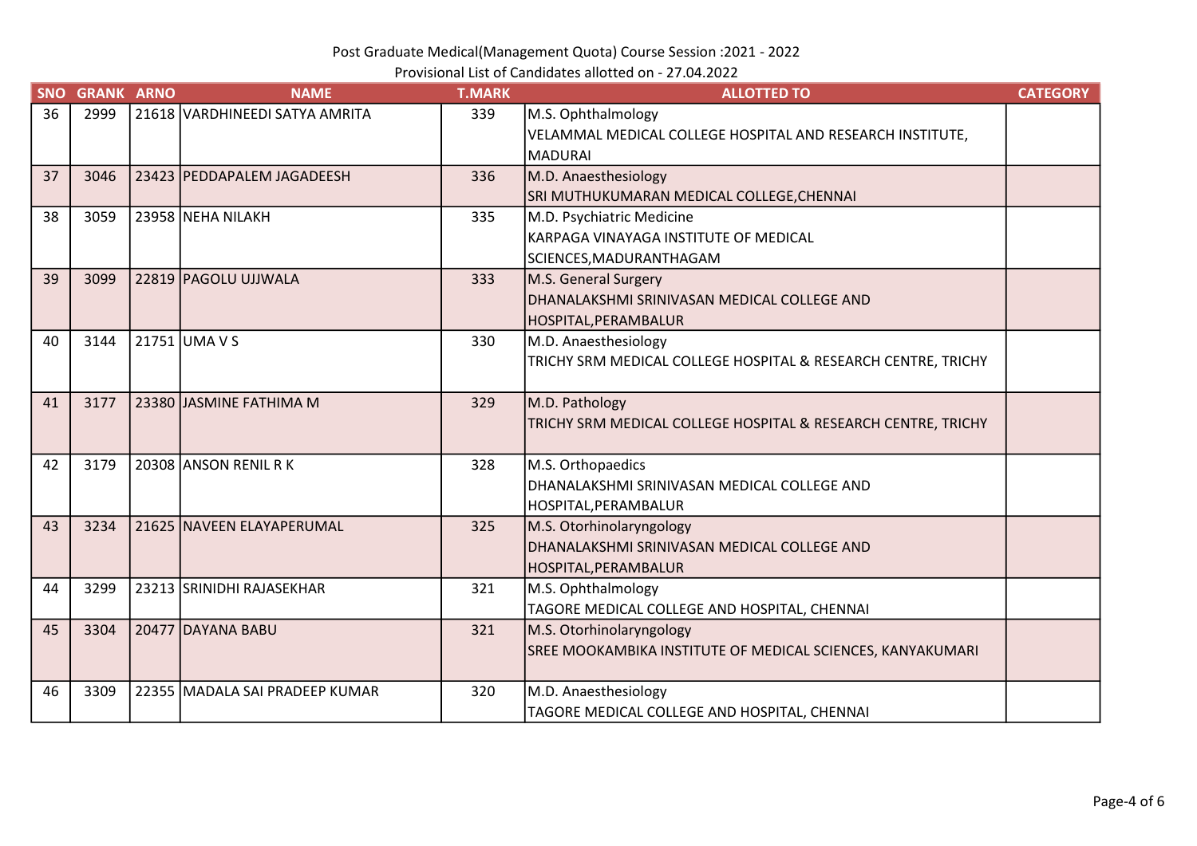Post Graduate Medical(Management Quota) Course Session :2021 - 2022

Provisional List of Candidates allotted on - 27.04.2022

| SNO | GRANK | ARNO | NAME | T.MARK | ALLOTTED TO | CATEGORY |
|---|---|---|---|---|---|---|
| 36 | 2999 | 21618 | VARDHINEEDI SATYA AMRITA | 339 | M.S. Ophthalmology VELAMMAL MEDICAL COLLEGE HOSPITAL AND RESEARCH INSTITUTE, MADURAI | |
| 37 | 3046 | 23423 | PEDDAPALEM JAGADEESH | 336 | M.D. Anaesthesiology SRI MUTHUKUMARAN MEDICAL COLLEGE,CHENNAI | |
| 38 | 3059 | 23958 | NEHA NILAKH | 335 | M.D. Psychiatric Medicine KARPAGA VINAYAGA INSTITUTE OF MEDICAL SCIENCES,MADURANTHAGAM | |
| 39 | 3099 | 22819 | PAGOLU UJJWALA | 333 | M.S. General Surgery DHANALAKSHMI SRINIVASAN MEDICAL COLLEGE AND HOSPITAL,PERAMBALUR | |
| 40 | 3144 | 21751 | UMA V S | 330 | M.D. Anaesthesiology TRICHY SRM MEDICAL COLLEGE HOSPITAL & RESEARCH CENTRE, TRICHY | |
| 41 | 3177 | 23380 | JASMINE FATHIMA M | 329 | M.D. Pathology TRICHY SRM MEDICAL COLLEGE HOSPITAL & RESEARCH CENTRE, TRICHY | |
| 42 | 3179 | 20308 | ANSON RENIL R K | 328 | M.S. Orthopaedics DHANALAKSHMI SRINIVASAN MEDICAL COLLEGE AND HOSPITAL,PERAMBALUR | |
| 43 | 3234 | 21625 | NAVEEN ELAYAPERUMAL | 325 | M.S. Otorhinolaryngology DHANALAKSHMI SRINIVASAN MEDICAL COLLEGE AND HOSPITAL,PERAMBALUR | |
| 44 | 3299 | 23213 | SRINIDHI RAJASEKHAR | 321 | M.S. Ophthalmology TAGORE MEDICAL COLLEGE AND HOSPITAL, CHENNAI | |
| 45 | 3304 | 20477 | DAYANA BABU | 321 | M.S. Otorhinolaryngology SREE MOOKAMBIKA INSTITUTE OF MEDICAL SCIENCES, KANYAKUMARI | |
| 46 | 3309 | 22355 | MADALA SAI PRADEEP KUMAR | 320 | M.D. Anaesthesiology TAGORE MEDICAL COLLEGE AND HOSPITAL, CHENNAI | |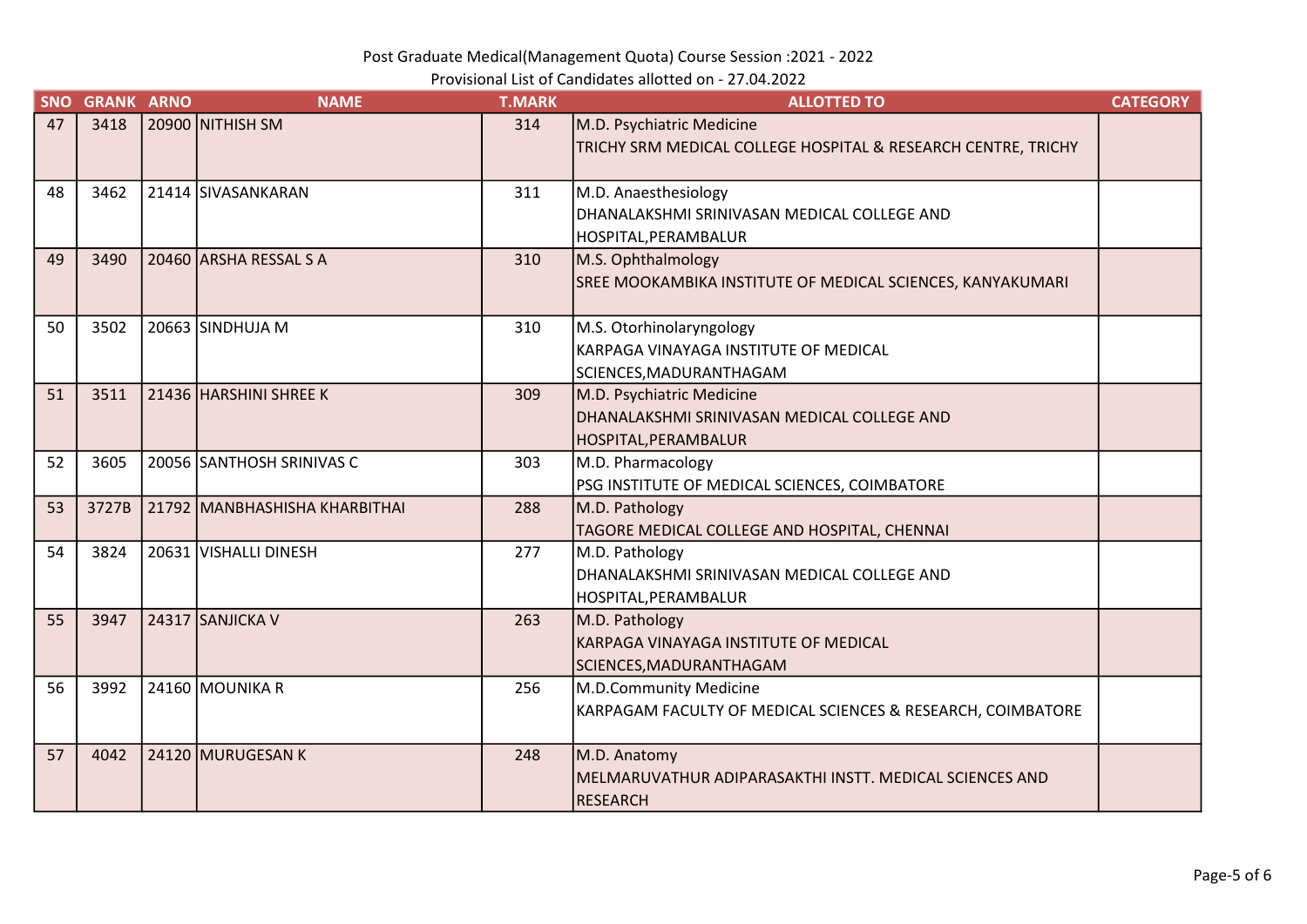Post Graduate Medical(Management Quota) Course Session :2021 - 2022

Provisional List of Candidates allotted on - 27.04.2022

| SNO | GRANK | ARNO | NAME | T.MARK | ALLOTTED TO | CATEGORY |
|---|---|---|---|---|---|---|
| 47 | 3418 | 20900 | NITHISH SM | 314 | M.D. Psychiatric Medicine<br>TRICHY SRM MEDICAL COLLEGE HOSPITAL & RESEARCH CENTRE, TRICHY | |
| 48 | 3462 | 21414 | SIVASANKARAN | 311 | M.D. Anaesthesiology<br>DHANALAKSHMI SRINIVASAN MEDICAL COLLEGE AND HOSPITAL,PERAMBALUR | |
| 49 | 3490 | 20460 | ARSHA RESSAL S A | 310 | M.S. Ophthalmology<br>SREE MOOKAMBIKA INSTITUTE OF MEDICAL SCIENCES, KANYAKUMARI | |
| 50 | 3502 | 20663 | SINDHUJA M | 310 | M.S. Otorhinolaryngology<br>KARPAGA VINAYAGA INSTITUTE OF MEDICAL SCIENCES,MADURANTHAGAM | |
| 51 | 3511 | 21436 | HARSHINI SHREE K | 309 | M.D. Psychiatric Medicine<br>DHANALAKSHMI SRINIVASAN MEDICAL COLLEGE AND HOSPITAL,PERAMBALUR | |
| 52 | 3605 | 20056 | SANTHOSH SRINIVAS C | 303 | M.D. Pharmacology<br>PSG INSTITUTE OF MEDICAL SCIENCES, COIMBATORE | |
| 53 | 3727B | 21792 | MANBHASHISHA KHARBITHAI | 288 | M.D. Pathology<br>TAGORE MEDICAL COLLEGE AND HOSPITAL, CHENNAI | |
| 54 | 3824 | 20631 | VISHALLI DINESH | 277 | M.D. Pathology<br>DHANALAKSHMI SRINIVASAN MEDICAL COLLEGE AND HOSPITAL,PERAMBALUR | |
| 55 | 3947 | 24317 | SANJICKA V | 263 | M.D. Pathology<br>KARPAGA VINAYAGA INSTITUTE OF MEDICAL SCIENCES,MADURANTHAGAM | |
| 56 | 3992 | 24160 | MOUNIKA R | 256 | M.D.Community Medicine<br>KARPAGAM FACULTY OF MEDICAL SCIENCES & RESEARCH, COIMBATORE | |
| 57 | 4042 | 24120 | MURUGESAN K | 248 | M.D. Anatomy<br>MELMARUVATHUR ADIPARASAKTHI INSTT. MEDICAL SCIENCES AND RESEARCH | |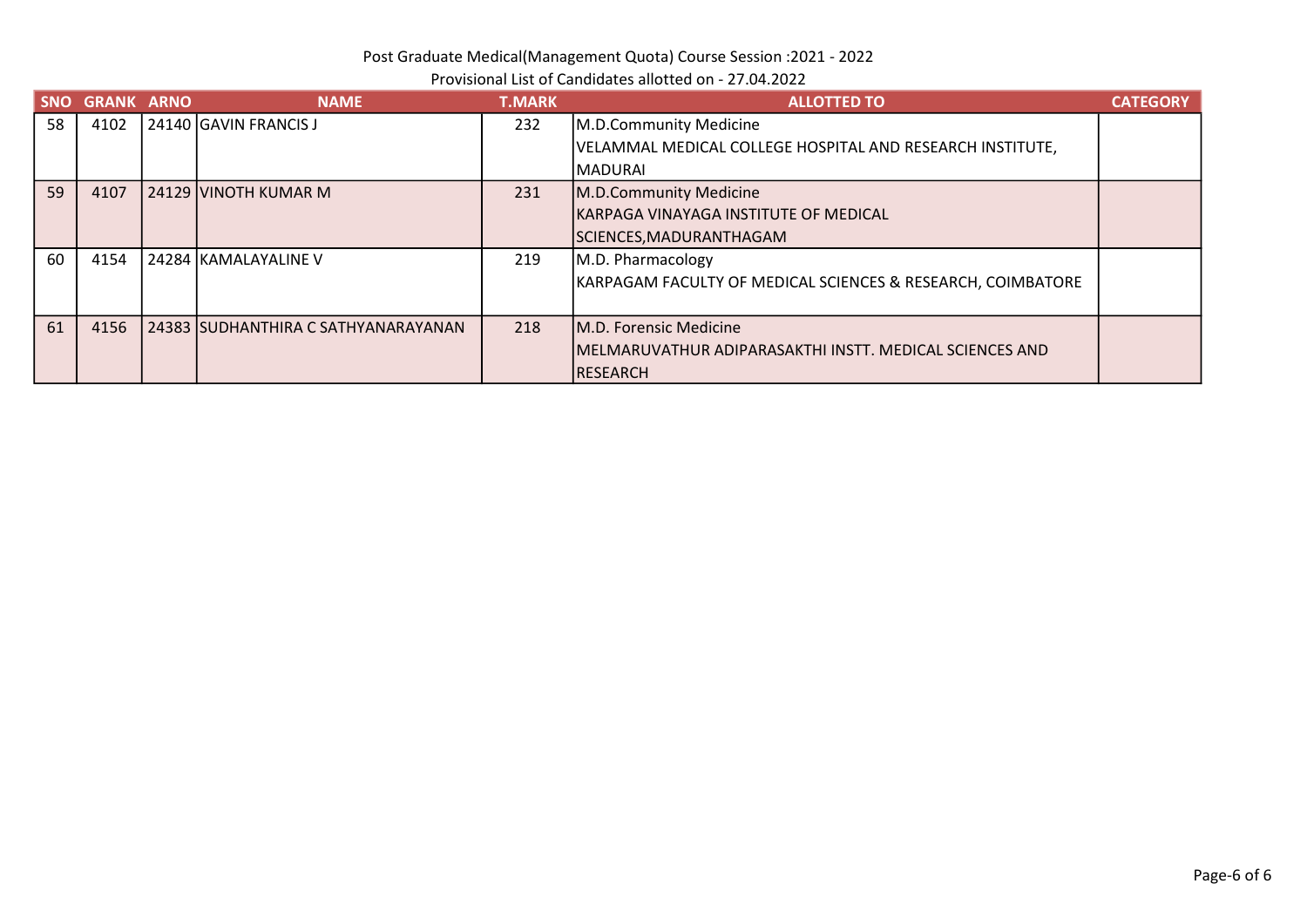Post Graduate Medical(Management Quota) Course Session :2021 - 2022

Provisional List of Candidates allotted on - 27.04.2022

| SNO | GRANK | ARNO | NAME | T.MARK | ALLOTTED TO | CATEGORY |
|---|---|---|---|---|---|---|
| 58 | 4102 | 24140 | GAVIN FRANCIS J | 232 | M.D.Community Medicine VELAMMAL MEDICAL COLLEGE HOSPITAL AND RESEARCH INSTITUTE, MADURAI | |
| 59 | 4107 | 24129 | VINOTH KUMAR M | 231 | M.D.Community Medicine KARPAGA VINAYAGA INSTITUTE OF MEDICAL SCIENCES,MADURANTHAGAM | |
| 60 | 4154 | 24284 | KAMALAYALINE V | 219 | M.D. Pharmacology KARPAGAM FACULTY OF MEDICAL SCIENCES & RESEARCH, COIMBATORE | |
| 61 | 4156 | 24383 | SUDHANTHIRA C SATHYANARAYANAN | 218 | M.D. Forensic Medicine MELMARUVATHUR ADIPARASAKTHI INSTT. MEDICAL SCIENCES AND RESEARCH | |